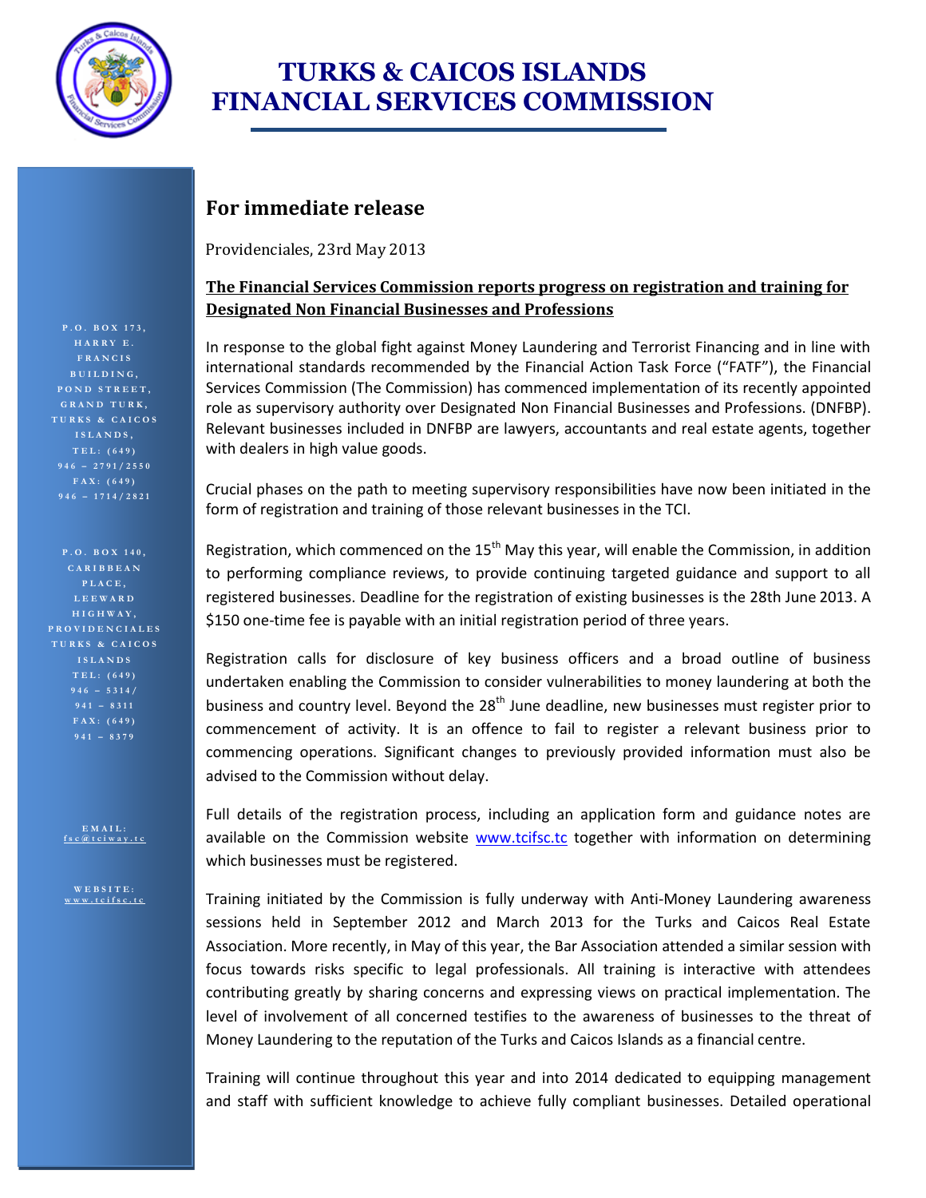# TURKS & CAICOS ISLANDS FINANCIAL SERVICES COMMISSION

P.O. BOX 173, HARRY E. FRANCIS BUILDING, POND STREET, GRAND TURK, TURKS & CAICOS ISLANDS, TEL: (649) 946 – 2791/2550 FAX: (649) 946 – 1714/2821

P.O. BOX 140, CARIBBEAN PLACE, LEEWARD HIGHWAY, PROVIDENCIALES TURKS & CAICOS ISLANDS TEL: (649) 946 – 5314/ 941 – 8311 FAX: (649) 941 – 8379

EMAIL: fsc@tciway.tc

WEBSITE: www.tcifsc.tc

## For immediate release

Providenciales, 23rd May 2013

**The Financial Services Commission reports progress on registration and training for Designated Non Financial Businesses and Professions**

In response to the global fight against Money Laundering and Terrorist Financing and in line with international standards recommended by the Financial Action Task Force ("FATF"), the Financial Services Commission (The Commission) has commenced implementation of its recently appointed role as supervisory authority over Designated Non Financial Businesses and Professions. (DNFBP). Relevant businesses included in DNFBP are lawyers, accountants and real estate agents, together with dealers in high value goods.

Crucial phases on the path to meeting supervisory responsibilities have now been initiated in the form of registration and training of those relevant businesses in the TCI.

Registration, which commenced on the 15th May this year, will enable the Commission, in addition to performing compliance reviews, to provide continuing targeted guidance and support to all registered businesses. Deadline for the registration of existing businesses is the 28th June 2013. A $150 one-time fee is payable with an initial registration period of three years.

Registration calls for disclosure of key business officers and a broad outline of business undertaken enabling the Commission to consider vulnerabilities to money laundering at both the business and country level. Beyond the 28th June deadline, new businesses must register prior to commencement of activity. It is an offence to fail to register a relevant business prior to commencing operations. Significant changes to previously provided information must also be advised to the Commission without delay.

Full details of the registration process, including an application form and guidance notes are available on the Commission website www.tcifsc.tc together with information on determining which businesses must be registered.

Training initiated by the Commission is fully underway with Anti-Money Laundering awareness sessions held in September 2012 and March 2013 for the Turks and Caicos Real Estate Association. More recently, in May of this year, the Bar Association attended a similar session with focus towards risks specific to legal professionals. All training is interactive with attendees contributing greatly by sharing concerns and expressing views on practical implementation. The level of involvement of all concerned testifies to the awareness of businesses to the threat of Money Laundering to the reputation of the Turks and Caicos Islands as a financial centre.

Training will continue throughout this year and into 2014 dedicated to equipping management and staff with sufficient knowledge to achieve fully compliant businesses. Detailed operational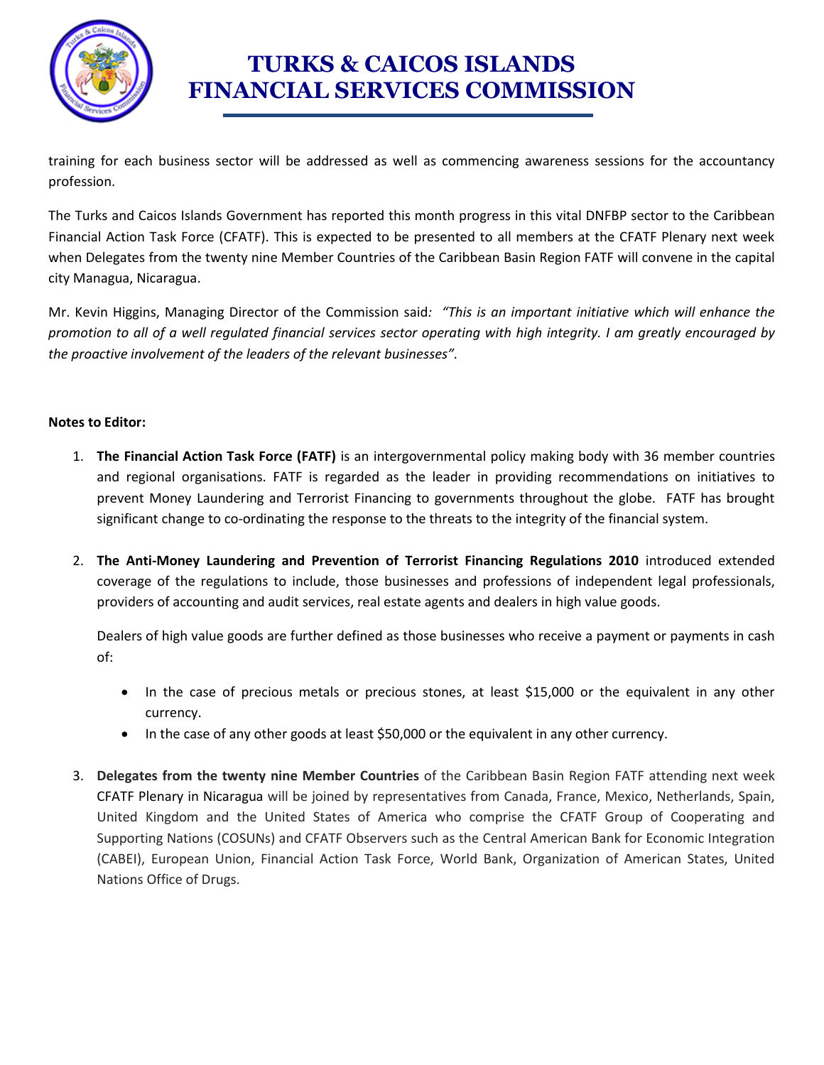training for each business sector will be addressed as well as commencing awareness sessions for the accountancy profession.

The Turks and Caicos Islands Government has reported this month progress in this vital DNFBP sector to the Caribbean Financial Action Task Force (CFATF). This is expected to be presented to all members at the CFATF Plenary next week when Delegates from the twenty nine Member Countries of the Caribbean Basin Region FATF will convene in the capital city Managua, Nicaragua.

Mr. Kevin Higgins, Managing Director of the Commission said*: "This is an important initiative which will enhance the promotion to all of a well regulated financial services sector operating with high integrity. I am greatly encouraged by the proactive involvement of the leaders of the relevant businesses".*

**Notes to Editor:**

1. **The Financial Action Task Force (FATF)** is an intergovernmental policy making body with 36 member countries and regional organisations. FATF is regarded as the leader in providing recommendations on initiatives to prevent Money Laundering and Terrorist Financing to governments throughout the globe. FATF has brought significant change to co-ordinating the response to the threats to the integrity of the financial system.

2. **The Anti-Money Laundering and Prevention of Terrorist Financing Regulations 2010** introduced extended coverage of the regulations to include, those businesses and professions of independent legal professionals, providers of accounting and audit services, real estate agents and dealers in high value goods.

   Dealers of high value goods are further defined as those businesses who receive a payment or payments in cash of:

   - In the case of precious metals or precious stones, at least $15,000 or the equivalent in any other currency.
   - In the case of any other goods at least $50,000 or the equivalent in any other currency.

3. **Delegates from the twenty nine Member Countries** of the Caribbean Basin Region FATF attending next week CFATF Plenary in Nicaragua will be joined by representatives from Canada, France, Mexico, Netherlands, Spain, United Kingdom and the United States of America who comprise the CFATF Group of Cooperating and Supporting Nations (COSUNs) and CFATF Observers such as the Central American Bank for Economic Integration (CABEI), European Union, Financial Action Task Force, World Bank, Organization of American States, United Nations Office of Drugs.